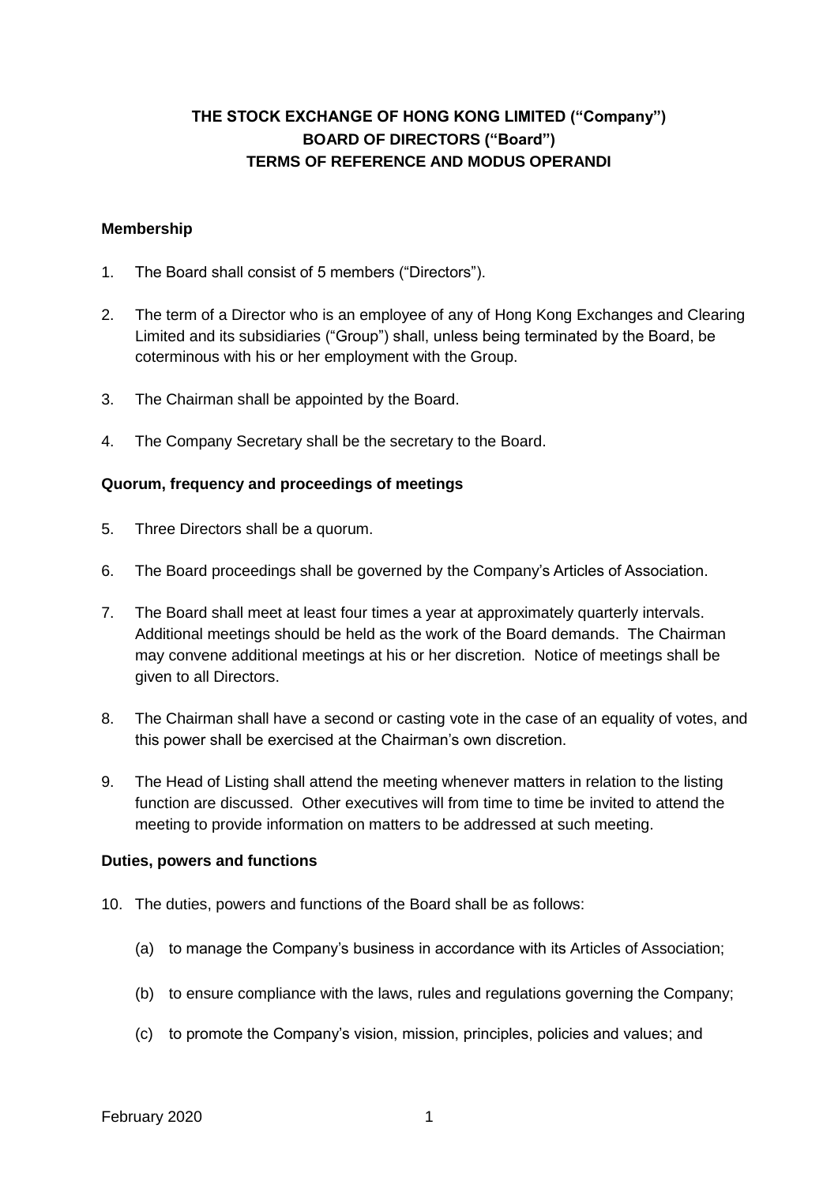# THE STOCK EXCHANGE OF HONG KONG LIMITED ("Company")
# BOARD OF DIRECTORS ("Board")
# TERMS OF REFERENCE AND MODUS OPERANDI

## Membership

1. The Board shall consist of 5 members ("Directors").

2. The term of a Director who is an employee of any of Hong Kong Exchanges and Clearing Limited and its subsidiaries ("Group") shall, unless being terminated by the Board, be coterminous with his or her employment with the Group.

3. The Chairman shall be appointed by the Board.

4. The Company Secretary shall be the secretary to the Board.

## Quorum, frequency and proceedings of meetings

5. Three Directors shall be a quorum.

6. The Board proceedings shall be governed by the Company's Articles of Association.

7. The Board shall meet at least four times a year at approximately quarterly intervals. Additional meetings should be held as the work of the Board demands. The Chairman may convene additional meetings at his or her discretion. Notice of meetings shall be given to all Directors.

8. The Chairman shall have a second or casting vote in the case of an equality of votes, and this power shall be exercised at the Chairman's own discretion.

9. The Head of Listing shall attend the meeting whenever matters in relation to the listing function are discussed. Other executives will from time to time be invited to attend the meeting to provide information on matters to be addressed at such meeting.

## Duties, powers and functions

10. The duties, powers and functions of the Board shall be as follows:

    (a) to manage the Company's business in accordance with its Articles of Association;

    (b) to ensure compliance with the laws, rules and regulations governing the Company;

    (c) to promote the Company's vision, mission, principles, policies and values; and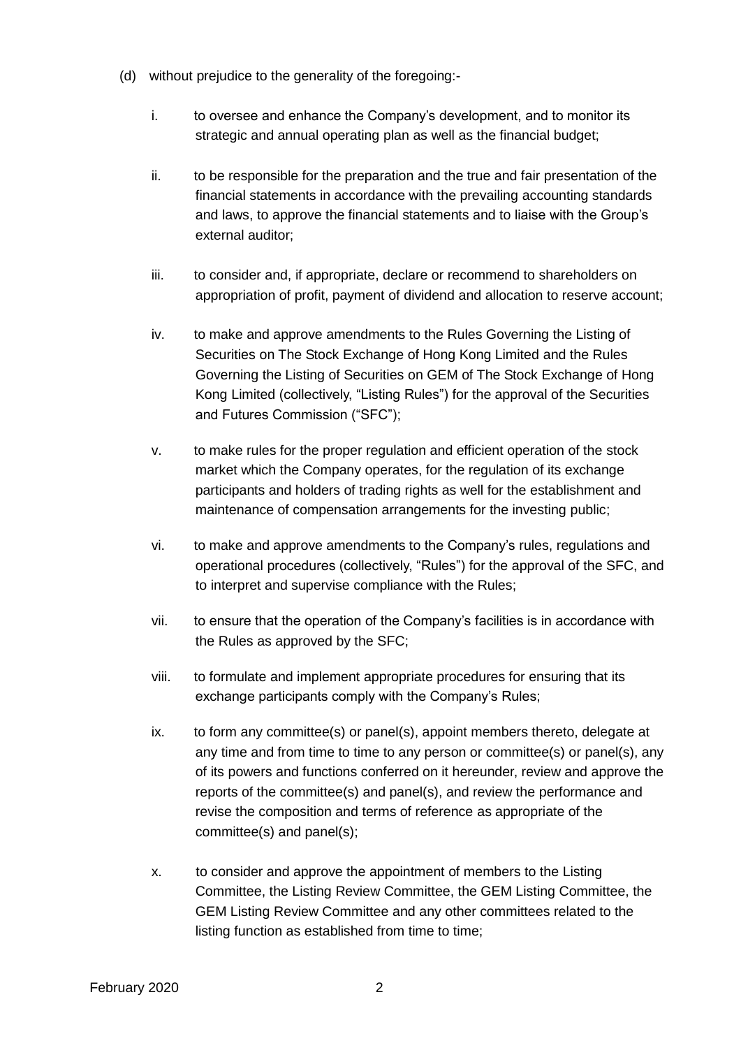(d) without prejudice to the generality of the foregoing:-

  i. to oversee and enhance the Company’s development, and to monitor its strategic and annual operating plan as well as the financial budget;

  ii. to be responsible for the preparation and the true and fair presentation of the financial statements in accordance with the prevailing accounting standards and laws, to approve the financial statements and to liaise with the Group’s external auditor;

  iii. to consider and, if appropriate, declare or recommend to shareholders on appropriation of profit, payment of dividend and allocation to reserve account;

  iv. to make and approve amendments to the Rules Governing the Listing of Securities on The Stock Exchange of Hong Kong Limited and the Rules Governing the Listing of Securities on GEM of The Stock Exchange of Hong Kong Limited (collectively, “Listing Rules”) for the approval of the Securities and Futures Commission (“SFC”);

  v. to make rules for the proper regulation and efficient operation of the stock market which the Company operates, for the regulation of its exchange participants and holders of trading rights as well for the establishment and maintenance of compensation arrangements for the investing public;

  vi. to make and approve amendments to the Company’s rules, regulations and operational procedures (collectively, “Rules”) for the approval of the SFC, and to interpret and supervise compliance with the Rules;

  vii. to ensure that the operation of the Company’s facilities is in accordance with the Rules as approved by the SFC;

  viii. to formulate and implement appropriate procedures for ensuring that its exchange participants comply with the Company’s Rules;

  ix. to form any committee(s) or panel(s), appoint members thereto, delegate at any time and from time to time to any person or committee(s) or panel(s), any of its powers and functions conferred on it hereunder, review and approve the reports of the committee(s) and panel(s), and review the performance and revise the composition and terms of reference as appropriate of the committee(s) and panel(s);

  x. to consider and approve the appointment of members to the Listing Committee, the Listing Review Committee, the GEM Listing Committee, the GEM Listing Review Committee and any other committees related to the listing function as established from time to time;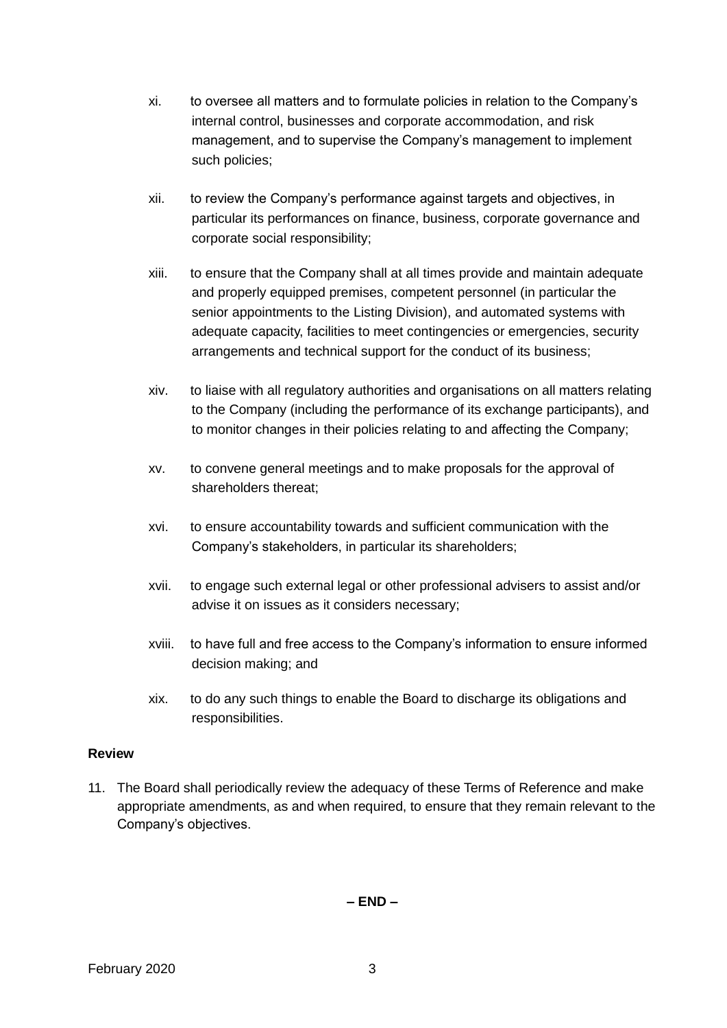xi. to oversee all matters and to formulate policies in relation to the Company's internal control, businesses and corporate accommodation, and risk management, and to supervise the Company's management to implement such policies;

xii. to review the Company's performance against targets and objectives, in particular its performances on finance, business, corporate governance and corporate social responsibility;

xiii. to ensure that the Company shall at all times provide and maintain adequate and properly equipped premises, competent personnel (in particular the senior appointments to the Listing Division), and automated systems with adequate capacity, facilities to meet contingencies or emergencies, security arrangements and technical support for the conduct of its business;

xiv. to liaise with all regulatory authorities and organisations on all matters relating to the Company (including the performance of its exchange participants), and to monitor changes in their policies relating to and affecting the Company;

xv. to convene general meetings and to make proposals for the approval of shareholders thereat;

xvi. to ensure accountability towards and sufficient communication with the Company's stakeholders, in particular its shareholders;

xvii. to engage such external legal or other professional advisers to assist and/or advise it on issues as it considers necessary;

xviii. to have full and free access to the Company's information to ensure informed decision making; and

xix. to do any such things to enable the Board to discharge its obligations and responsibilities.

**Review**

11. The Board shall periodically review the adequacy of these Terms of Reference and make appropriate amendments, as and when required, to ensure that they remain relevant to the Company's objectives.

**– END –**

February 2020